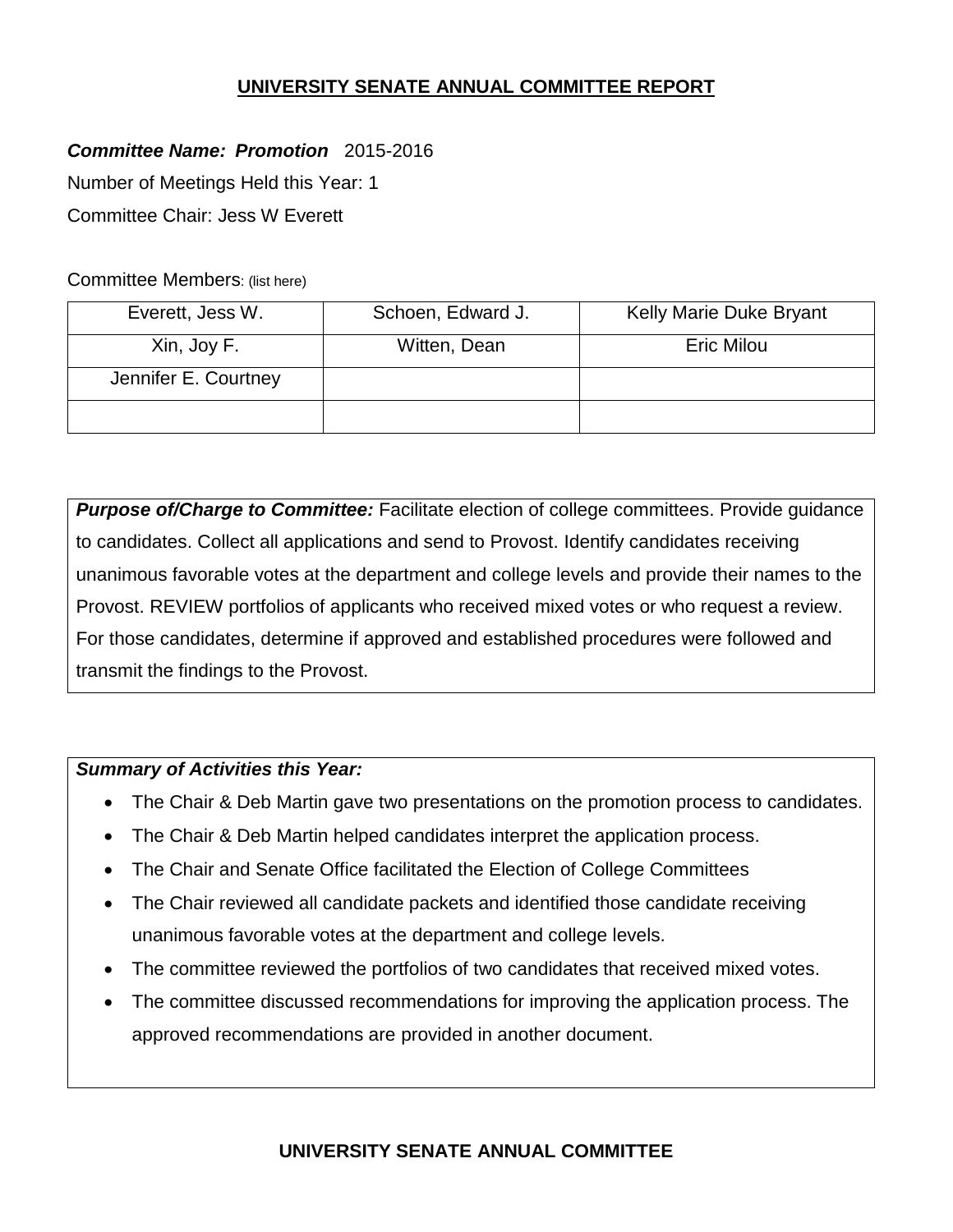# UNIVERSITY SENATE ANNUAL COMMITTEE REPORT

***Committee Name: Promotion*** 2015-2016

Number of Meetings Held this Year: 1

Committee Chair: Jess W Everett

Committee Members: (list here)

| Everett, Jess W. | Schoen, Edward J. | Kelly Marie Duke Bryant |
|---|---|---|
| Xin, Joy F. | Witten, Dean | Eric Milou |
| Jennifer E. Courtney | | |
| | | |

***Purpose of/Charge to Committee:*** Facilitate election of college committees. Provide guidance to candidates. Collect all applications and send to Provost. Identify candidates receiving unanimous favorable votes at the department and college levels and provide their names to the Provost. REVIEW portfolios of applicants who received mixed votes or who request a review. For those candidates, determine if approved and established procedures were followed and transmit the findings to the Provost.

***Summary of Activities this Year:***

- The Chair & Deb Martin gave two presentations on the promotion process to candidates.
- The Chair & Deb Martin helped candidates interpret the application process.
- The Chair and Senate Office facilitated the Election of College Committees
- The Chair reviewed all candidate packets and identified those candidate receiving unanimous favorable votes at the department and college levels.
- The committee reviewed the portfolios of two candidates that received mixed votes.
- The committee discussed recommendations for improving the application process. The approved recommendations are provided in another document.

**UNIVERSITY SENATE ANNUAL COMMITTEE**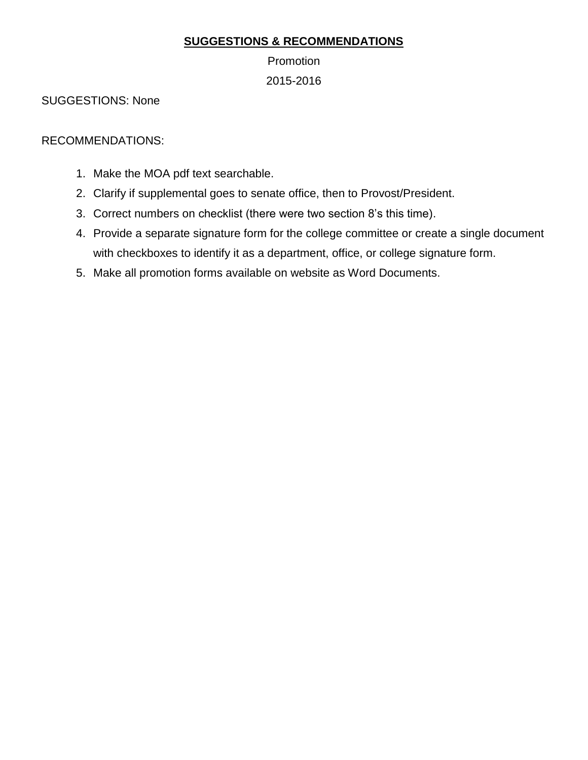## **SUGGESTIONS & RECOMMENDATIONS**

Promotion

2015-2016

SUGGESTIONS: None

RECOMMENDATIONS:

1. Make the MOA pdf text searchable.
2. Clarify if supplemental goes to senate office, then to Provost/President.
3. Correct numbers on checklist (there were two section 8's this time).
4. Provide a separate signature form for the college committee or create a single document with checkboxes to identify it as a department, office, or college signature form.
5. Make all promotion forms available on website as Word Documents.